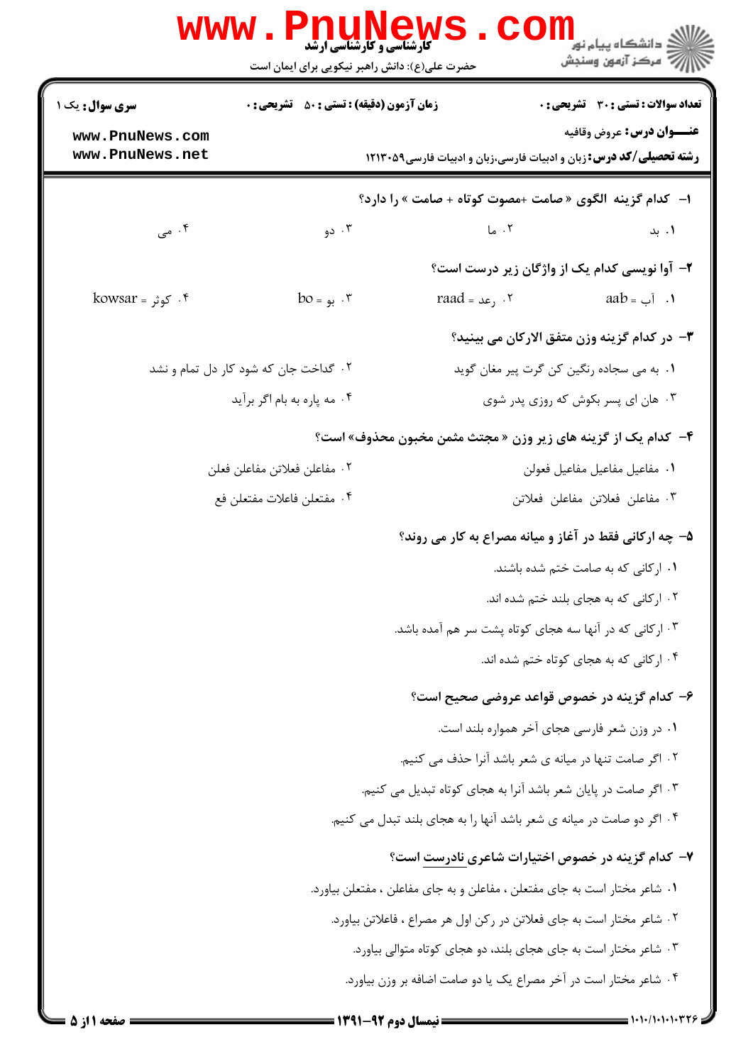کارشناسی و کارشناسی ارشد

حضرت علی(ع): دانش راهبر نیکویی برای ایمان است

دانشگاه پیام نور
مرکز آزمون وسنجش

**سری سوال:** یک ۱ | **زمان آزمون (دقیقه) : تستی : ۵۰ تشریحی : ۰** | **تعداد سوالات : تستی : ۳۰ تشریحی : ۰**

**عنـــوان درس:** عروض وقافیه

**رشته تحصیلی/کد درس:** زبان و ادبیات فارسی،زبان و ادبیات فارسی۱۲۱۳۰۵۹

www.PnuNews.com
www.PnuNews.net

**۱- کدام گزینه الگوی « صامت +مصوت کوتاه + صامت » را دارد؟**

۱. بد
۲. ما
۳. دو
۴. می

**۲- آوا نویسی کدام یک از واژگان زیر درست است؟**

۱. آب = aab
۲. رعد = raad
۳. بو = bo
۴. کوثر = kowsar

**۳- در کدام گزینه وزن متفق الارکان می بینید؟**

۱. به می سجاده رنگین کن گرت پیر مغان گوید
۲. گداخت جان که شود کار دل تمام و نشد
۳. هان ای پسر بکوش که روزی پدر شوی
۴. مه پاره به بام اگر برآید

**۴- کدام یک از گزینه های زیر وزن « مجتث مثمن مخبون محذوف» است؟**

۱. مفاعیل مفاعیل مفاعیل فعولن
۲. مفاعلن فعلاتن مفاعلن فعلن
۳. مفاعلن فعلاتن مفاعلن فعلاتن
۴. مفتعلن فاعلات مفتعلن فع

**۵- چه ارکانی فقط در آغاز و میانه مصراع به کار می روند؟**

۱. ارکانی که به صامت ختم شده باشند.
۲. ارکانی که به هجای بلند ختم شده اند.
۳. ارکانی که در آنها سه هجای کوتاه پشت سر هم آمده باشد.
۴. ارکانی که به هجای کوتاه ختم شده اند.

**۶- کدام گزینه در خصوص قواعد عروضی صحیح است؟**

۱. در وزن شعر فارسی هجای آخر همواره بلند است.
۲. اگر صامت تنها در میانه ی شعر باشد آنرا حذف می کنیم.
۳. اگر صامت در پایان شعر باشد آنرا به هجای کوتاه تبدیل می کنیم.
۴. اگر دو صامت در میانه ی شعر باشد آنها را به هجای بلند تبدل می کنیم.

**۷- کدام گزینه در خصوص اختیارات شاعری نادرست است؟**

۱. شاعر مختار است به جای مفتعلن ، مفاعلن و به جای مفاعلن ، مفتعلن بیاورد.
۲. شاعر مختار است به جای فعلاتن در رکن اول هر مصراع ، فاعلاتن بیاورد.
۳. شاعر مختار است به جای هجای بلند، دو هجای کوتاه متوالی بیاورد.
۴. شاعر مختار است در آخر مصراع یک یا دو صامت اضافه بر وزن بیاورد.

نیمسال دوم ۹۲-۱۳۹۱

۱۰۱۰/۱۰۱۰۱۰۳۲۶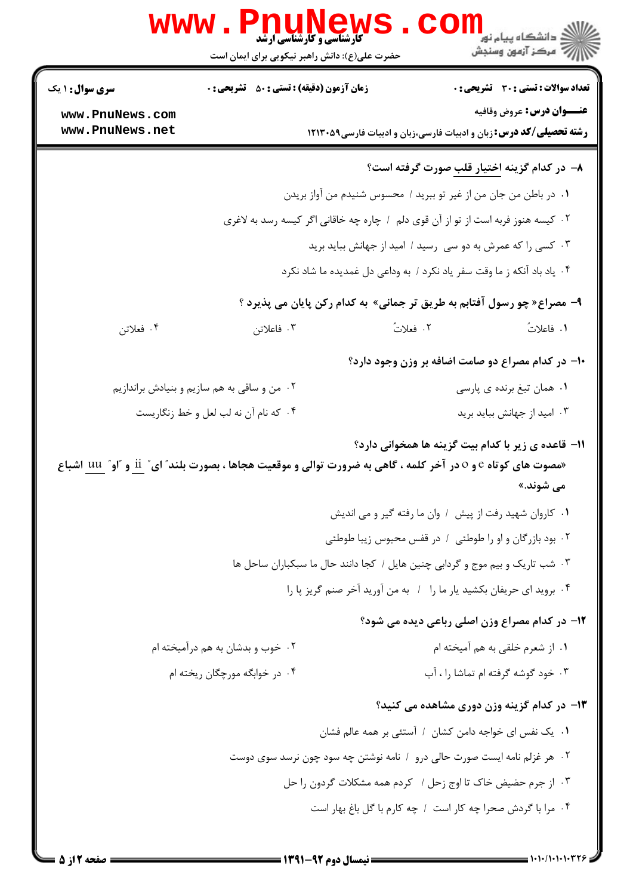۸- در کدام گزینه اختیار قلب صورت گرفته است؟

۱. در باطن من جان من از غیر تو ببرید / محسوس شنیدم من آواز بریدن

۲. کیسه هنوز فربه است از تو از آن قوی دلم / چاره چه خاقانی اگر کیسه رسد به لاغری

۳. کسی را که عمرش به دو سی رسید / امید از جهانش بباید برید

۴. یاد باد آنکه ز ما وقت سفر یاد نکرد / به وداعی دل غمدیده ما شاد نکرد

۹- مصراع« چو رسول آفتابم به طریق تر جمانی» به کدام رکن پایان می پذیرد ؟

۱. فاعلاتْ

۲. فعلاتُ

۳. فاعلاتن

۴. فعلاتن

۱۰- در کدام مصراع دو صامت اضافه بر وزن وجود دارد؟

۱. همان تیغ برنده ی پارسی

۲. من و ساقی به هم سازیم و بنیادش براندازیم

۳. امید از جهانش بباید برید

۴. که نام آن نه لب لعل و خط زنگاریست

۱۱- قاعده ی زیر با کدام بیت گزینه ها همخوانی دارد؟

«مصوت های کوتاه e و o در آخر کلمه ، گاهی به ضرورت توالی و موقعیت هجاها ، بصورت بلند" ای" ii و "او" uu اشباع می شوند.»

۱. کاروان شهید رفت از پیش / وان ما رفته گیر و می اندیش

۲. بود بازرگان و او را طوطئی / در قفس محبوس زیبا طوطئی

۳. شب تاریک و بیم موج و گردابی چنین هایل / کجا دانند حال ما سبکباران ساحل ها

۴. بروید ای حریفان بکشید یار ما را / به من آورید آخر صنم گریز پا را

۱۲- در کدام مصراع وزن اصلی رباعی دیده می شود؟

۱. از شعرم خلقی به هم آمیخته ام

۲. خوب و بدشان به هم درآمیخته ام

۳. خود گوشه گرفته ام تماشا را ، آب

۴. در خوابگه مورچگان ریخته ام

۱۳- در کدام گزینه وزن دوری مشاهده می کنید؟

۱. یک نفس ای خواجه دامن کشان / آستئی بر همه عالم فشان

۲. هر غزلم نامه ایست صورت حالی درو / نامه نوشتن چه سود چون نرسد سوی دوست

۳. از جرم حضیض خاک تا اوج زحل / کردم همه مشکلات گردون را حل

۴. مرا با گردش صحرا چه کار است / چه کارم با گل باغ بهار است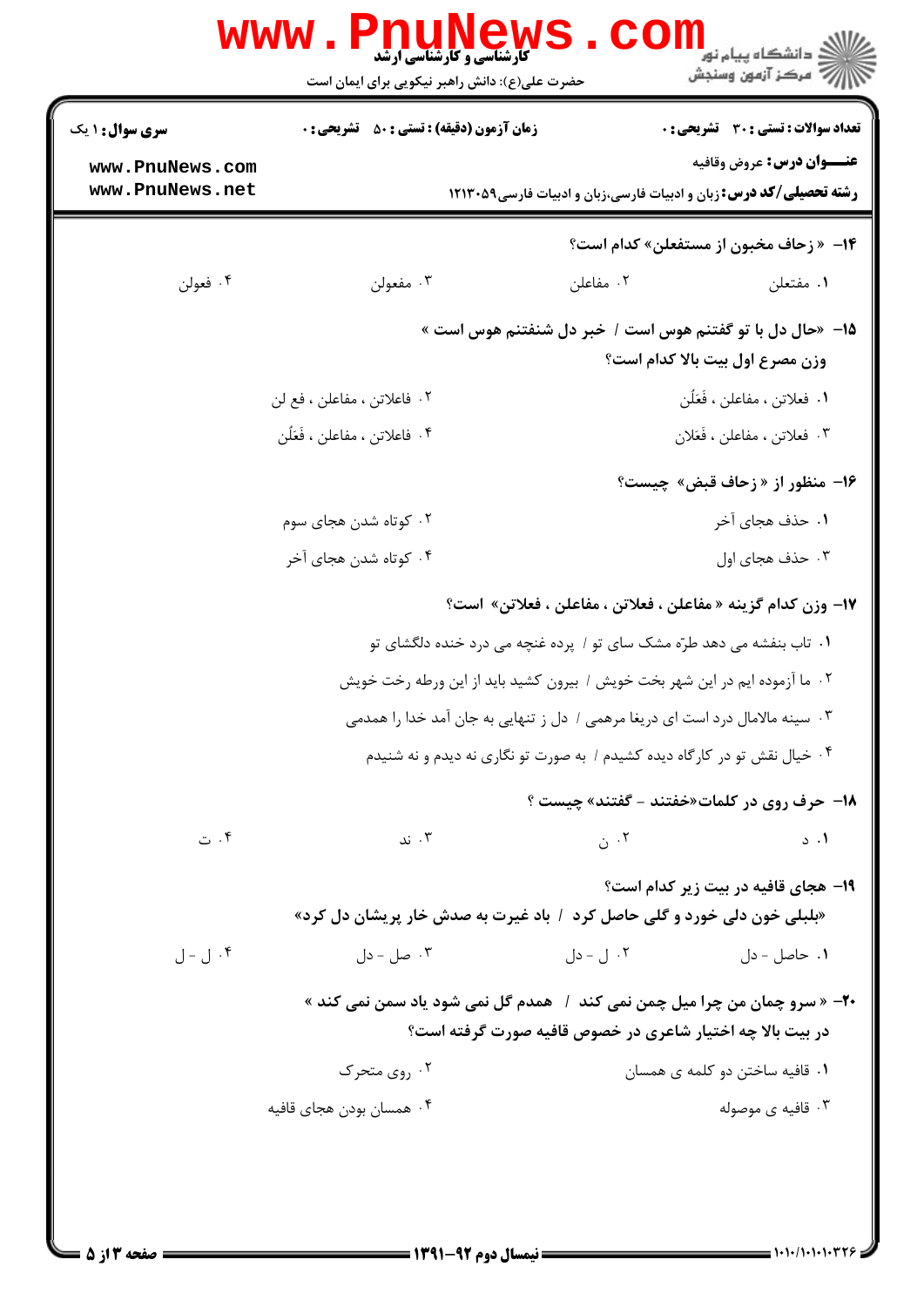**سری سوال: ۱ یک** | **زمان آزمون (دقیقه) : تستی : ۵۰ تشریحی : ۰** | **تعداد سوالات : تستی : ۳۰ تشریحی : ۰**

**عنـــوان درس:** عروض وقافیه

**رشته تحصیلی/کد درس:** زبان و ادبیات فارسی،زبان و ادبیات فارسی۱۲۱۳۰۵۹

**۱۴- «زحاف مخبون از مستفعلن» کدام است؟**

۱. مفتعلن ۲. مفاعلن ۳. مفعولن ۴. فعولن

**۱۵- «حال دل با تو گفتنم هوس است / خبر دل شنفتنم هوس است »**
**وزن مصرع اول بیت بالا کدام است؟**

۱. فعلاتن ، مفاعلن ، فَعَلُن
۲. فاعلاتن ، مفاعلن ، فع لن
۳. فعلاتن ، مفاعلن ، فَعَلان
۴. فاعلاتن ، مفاعلن ، فَعَلُن

**۱۶- منظور از «زحاف قبض» چیست؟**

۱. حذف هجای آخر
۲. کوتاه شدن هجای سوم
۳. حذف هجای اول
۴. کوتاه شدن هجای آخر

**۱۷- وزن کدام گزینه « مفاعلن ، فعلاتن ، مفاعلن ، فعلاتن» است؟**

۱. تاب بنفشه می دهد طرّه مشک سای تو / پرده غنچه می درد خنده دلگشای تو
۲. ما آزموده ایم در این شهر بخت خویش / بیرون کشید باید از این ورطه رخت خویش
۳. سینه مالامال درد است ای دریغا مرهمی / دل ز تنهایی به جان آمد خدا را همدمی
۴. خیال نقش تو در کارگاه دیده کشیدم / به صورت تو نگاری نه دیدم و نه شنیدم

**۱۸- حرف روی در کلمات«خفتند - گفتند» چیست ؟**

۱. د ۲. ن ۳. ند ۴. ت

**۱۹- هجای قافیه در بیت زیر کدام است؟**
**«بلبلی خون دلی خورد و گلی حاصل کرد / باد غیرت به صدش خار پریشان دل کرد»**

۱. حاصل - دل ۲. ل - دل ۳. صل - دل ۴. ل - ل

**۲۰- « سرو چمان من چرا میل چمن نمی کند / همدم گل نمی شود یاد سمن نمی کند »**
**در بیت بالا چه اختیار شاعری در خصوص قافیه صورت گرفته است؟**

۱. قافیه ساختن دو کلمه ی همسان
۲. روی متحرک
۳. قافیه ی موصوله
۴. همسان بودن هجای قافیه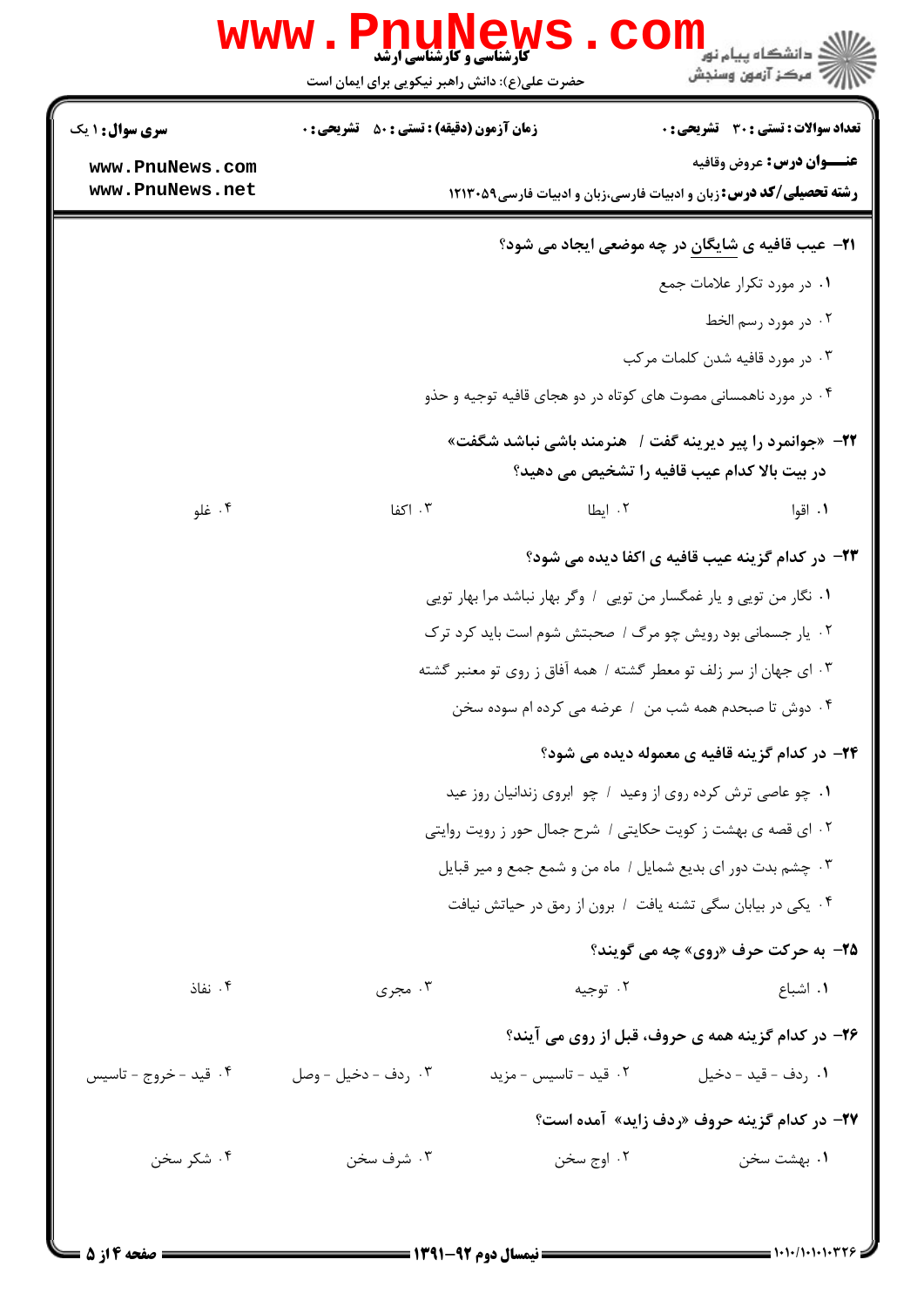**سری سوال:** ۱ یک
**زمان آزمون (دقیقه):** تستی : ۵۰ تشریحی : ۰
**تعداد سوالات:** تستی : ۳۰ تشریحی : ۰
**عنـــوان درس:** عروض وقافیه
**رشته تحصیلی/کد درس:** زبان و ادبیات فارسی،زبان و ادبیات فارسی۱۲۱۳۰۵۹

**۲۱- عیب قافیه ی شایگان در چه موضعی ایجاد می شود؟**

۱. در مورد تکرار علامات جمع

۲. در مورد رسم الخط

۳. در مورد قافیه شدن کلمات مرکب

۴. در مورد ناهمسانی مصوت های کوتاه در دو هجای قافیه توجیه و حذو

**۲۲- «جوانمرد را پیر دیرینه گفت / هنرمند باشی نباشد شگفت»**
**در بیت بالا کدام عیب قافیه را تشخیص می دهید؟**

۱. اقوا
۲. ایطا
۳. اکفا
۴. غلو

**۲۳- در کدام گزینه عیب قافیه ی اکفا دیده می شود؟**

۱. نگار من تویی و یار غمگسار من تویی / وگر بهار نباشد مرا بهار تویی

۲. یار جسمانی بود رویش چو مرگ / صحبتش شوم است باید کرد ترک

۳. ای جهان از سر زلف تو معطر گشته / همه آفاق ز روی تو معنبر گشته

۴. دوش تا صبحدم همه شب من / عرضه می کرده ام سوده سخن

**۲۴- در کدام گزینه قافیه ی معموله دیده می شود؟**

۱. چو عاصی ترش کرده روی از وعید / چو ابروی زندانیان روز عید

۲. ای قصه ی بهشت ز کویت حکایتی / شرح جمال حور ز رویت روایتی

۳. چشم بدت دور ای بدیع شمایل / ماه من و شمع جمع و میر قبایل

۴. یکی در بیابان سگی تشنه یافت / برون از رمق در حیاتش نیافت

**۲۵- به حرکت حرف «روی» چه می گویند؟**

۱. اشباع
۲. توجیه
۳. مجری
۴. نفاذ

**۲۶- در کدام گزینه همه ی حروف، قبل از روی می آیند؟**

۱. ردف - قید - دخیل
۲. قید - تاسیس - مزید
۳. ردف - دخیل - وصل
۴. قید - خروج - تاسیس

**۲۷- در کدام گزینه حروف «ردف زاید» آمده است؟**

۱. بهشت سخن
۲. اوج سخن
۳. شرف سخن
۴. شکر سخن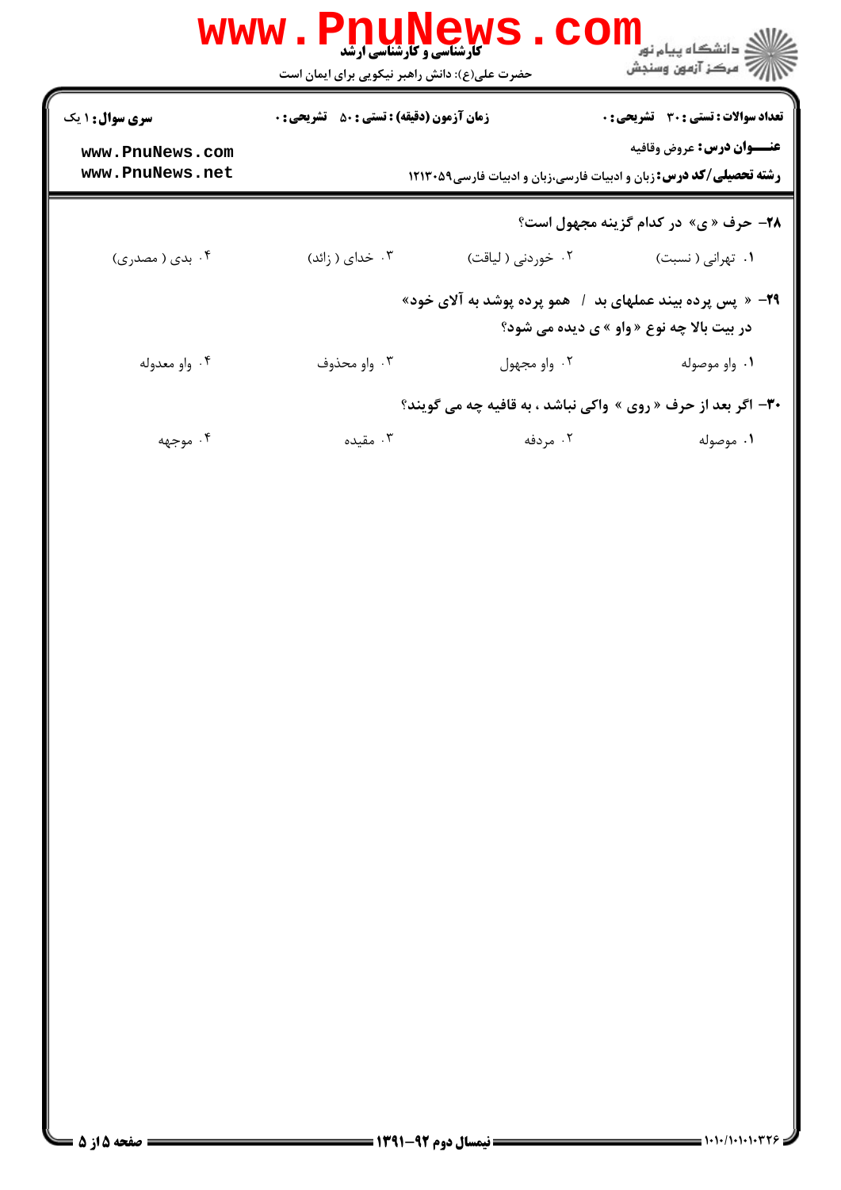۲۸- حرف « ی» در کدام گزینه مجهول است؟

۱. تهرانی ( نسبت)
۲. خوردنی ( لیاقت)
۳. خدای ( زائد)
۴. بدی ( مصدری)

۲۹- « پس پرده بیند عملهای بد / همو پرده پوشد به آلای خود»
در بیت بالا چه نوع « واو » ی دیده می شود؟

۱. واو موصوله
۲. واو مجهول
۳. واو محذوف
۴. واو معدوله

۳۰- اگر بعد از حرف « روی » واکی نباشد ، به قافیه چه می گویند؟

۱. موصوله
۲. مردفه
۳. مقیده
۴. موجهه